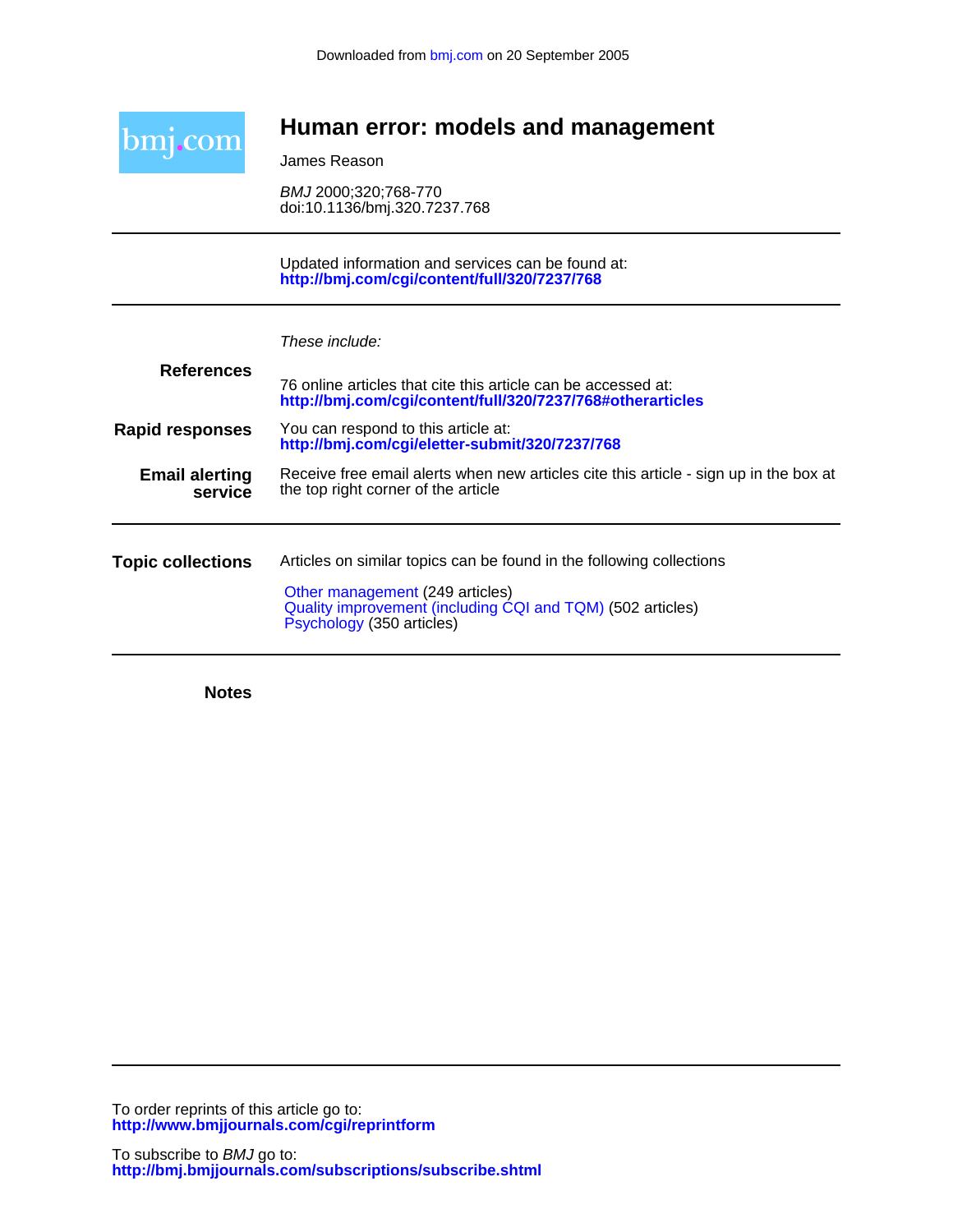Downloaded from bmj.com on 20 September 2005

bmj.com

# Human error: models and management

James Reason

*BMJ* 2000;320;768-770
doi:10.1136/bmj.320.7237.768

---

Updated information and services can be found at:
**http://bmj.com/cgi/content/full/320/7237/768**

---

*These include:*

**References**

76 online articles that cite this article can be accessed at:
**http://bmj.com/cgi/content/full/320/7237/768#otherarticles**

**Rapid responses**

You can respond to this article at:
**http://bmj.com/cgi/eletter-submit/320/7237/768**

**Email alerting service**

Receive free email alerts when new articles cite this article - sign up in the box at the top right corner of the article

---

**Topic collections**

Articles on similar topics can be found in the following collections

Other management (249 articles)
Quality improvement (including CQI and TQM) (502 articles)
Psychology (350 articles)

---

**Notes**

---

To order reprints of this article go to:
**http://www.bmjjournals.com/cgi/reprintform**

To subscribe to *BMJ* go to:
**http://bmj.bmjjournals.com/subscriptions/subscribe.shtml**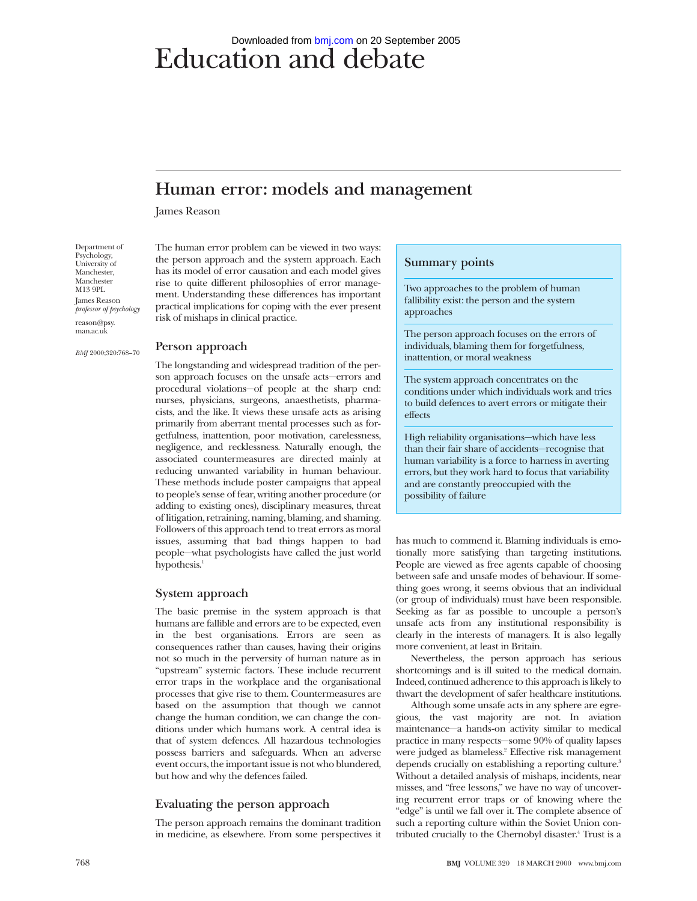# Education and debate

## Human error: models and management

James Reason

Department of Psychology, University of Manchester, Manchester M13 9PL
James Reason *professor of psychology*
reason@psy.man.ac.uk

*BMJ* 2000;320:768–70

The human error problem can be viewed in two ways: the person approach and the system approach. Each has its model of error causation and each model gives rise to quite different philosophies of error management. Understanding these differences has important practical implications for coping with the ever present risk of mishaps in clinical practice.

### Summary points

Two approaches to the problem of human fallibility exist: the person and the system approaches

The person approach focuses on the errors of individuals, blaming them for forgetfulness, inattention, or moral weakness

The system approach concentrates on the conditions under which individuals work and tries to build defences to avert errors or mitigate their effects

High reliability organisations—which have less than their fair share of accidents—recognise that human variability is a force to harness in averting errors, but they work hard to focus that variability and are constantly preoccupied with the possibility of failure

### Person approach

The longstanding and widespread tradition of the person approach focuses on the unsafe acts—errors and procedural violations—of people at the sharp end: nurses, physicians, surgeons, anaesthetists, pharmacists, and the like. It views these unsafe acts as arising primarily from aberrant mental processes such as forgetfulness, inattention, poor motivation, carelessness, negligence, and recklessness. Naturally enough, the associated countermeasures are directed mainly at reducing unwanted variability in human behaviour. These methods include poster campaigns that appeal to people's sense of fear, writing another procedure (or adding to existing ones), disciplinary measures, threat of litigation, retraining, naming, blaming, and shaming. Followers of this approach tend to treat errors as moral issues, assuming that bad things happen to bad people—what psychologists have called the just world hypothesis.[1]

### System approach

The basic premise in the system approach is that humans are fallible and errors are to be expected, even in the best organisations. Errors are seen as consequences rather than causes, having their origins not so much in the perversity of human nature as in "upstream" systemic factors. These include recurrent error traps in the workplace and the organisational processes that give rise to them. Countermeasures are based on the assumption that though we cannot change the human condition, we can change the conditions under which humans work. A central idea is that of system defences. All hazardous technologies possess barriers and safeguards. When an adverse event occurs, the important issue is not who blundered, but how and why the defences failed.

### Evaluating the person approach

The person approach remains the dominant tradition in medicine, as elsewhere. From some perspectives it has much to commend it. Blaming individuals is emotionally more satisfying than targeting institutions. People are viewed as free agents capable of choosing between safe and unsafe modes of behaviour. If something goes wrong, it seems obvious that an individual (or group of individuals) must have been responsible. Seeking as far as possible to uncouple a person's unsafe acts from any institutional responsibility is clearly in the interests of managers. It is also legally more convenient, at least in Britain.

Nevertheless, the person approach has serious shortcomings and is ill suited to the medical domain. Indeed, continued adherence to this approach is likely to thwart the development of safer healthcare institutions.

Although some unsafe acts in any sphere are egregious, the vast majority are not. In aviation maintenance—a hands-on activity similar to medical practice in many respects—some 90% of quality lapses were judged as blameless.[2] Effective risk management depends crucially on establishing a reporting culture.[3] Without a detailed analysis of mishaps, incidents, near misses, and "free lessons," we have no way of uncovering recurrent error traps or of knowing where the "edge" is until we fall over it. The complete absence of such a reporting culture within the Soviet Union contributed crucially to the Chernobyl disaster.[4] Trust is a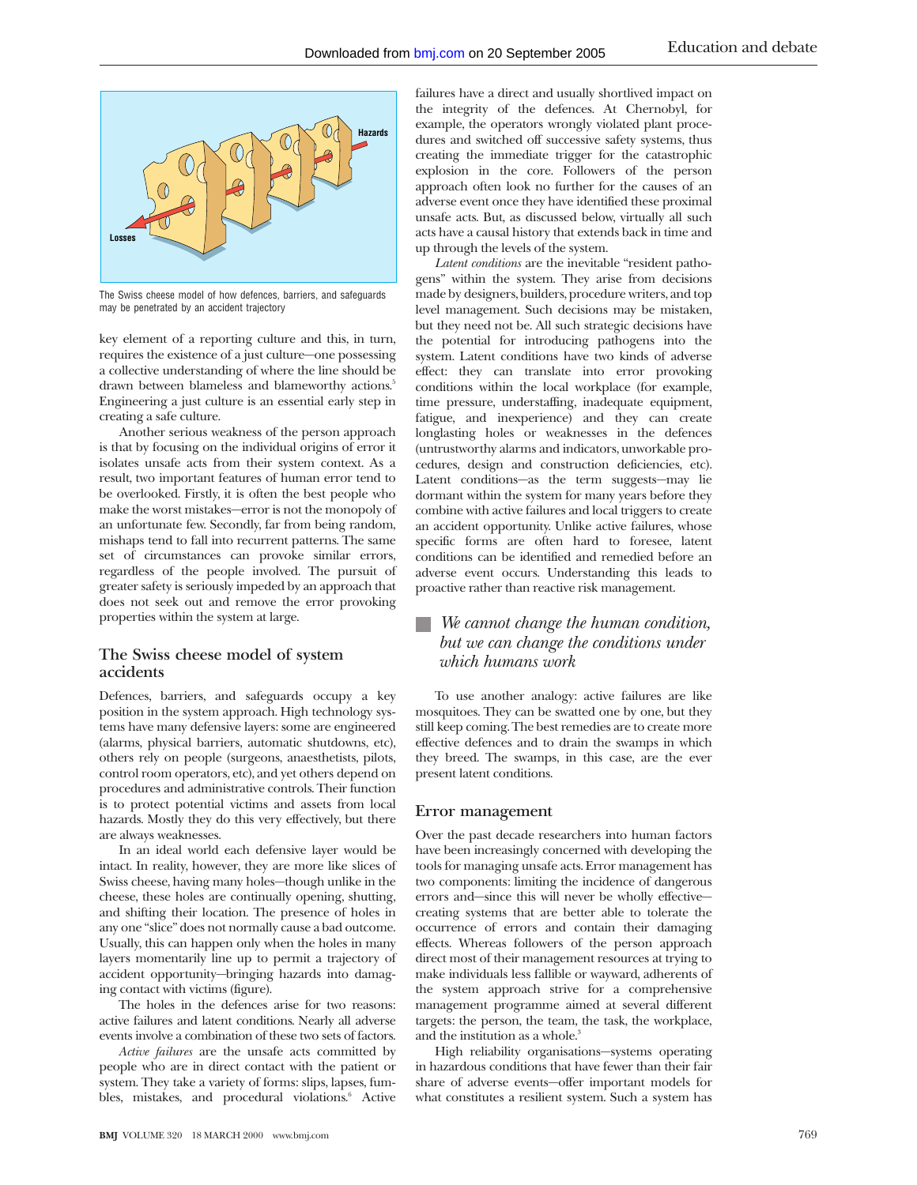Hazards

Losses

The Swiss cheese model of how defences, barriers, and safeguards may be penetrated by an accident trajectory

key element of a reporting culture and this, in turn, requires the existence of a just culture—one possessing a collective understanding of where the line should be drawn between blameless and blameworthy actions.[5] Engineering a just culture is an essential early step in creating a safe culture.

Another serious weakness of the person approach is that by focusing on the individual origins of error it isolates unsafe acts from their system context. As a result, two important features of human error tend to be overlooked. Firstly, it is often the best people who make the worst mistakes—error is not the monopoly of an unfortunate few. Secondly, far from being random, mishaps tend to fall into recurrent patterns. The same set of circumstances can provoke similar errors, regardless of the people involved. The pursuit of greater safety is seriously impeded by an approach that does not seek out and remove the error provoking properties within the system at large.

## The Swiss cheese model of system accidents

Defences, barriers, and safeguards occupy a key position in the system approach. High technology systems have many defensive layers: some are engineered (alarms, physical barriers, automatic shutdowns, etc), others rely on people (surgeons, anaesthetists, pilots, control room operators, etc), and yet others depend on procedures and administrative controls. Their function is to protect potential victims and assets from local hazards. Mostly they do this very effectively, but there are always weaknesses.

In an ideal world each defensive layer would be intact. In reality, however, they are more like slices of Swiss cheese, having many holes—though unlike in the cheese, these holes are continually opening, shutting, and shifting their location. The presence of holes in any one "slice" does not normally cause a bad outcome. Usually, this can happen only when the holes in many layers momentarily line up to permit a trajectory of accident opportunity—bringing hazards into damaging contact with victims (figure).

The holes in the defences arise for two reasons: active failures and latent conditions. Nearly all adverse events involve a combination of these two sets of factors.

*Active failures* are the unsafe acts committed by people who are in direct contact with the patient or system. They take a variety of forms: slips, lapses, fumbles, mistakes, and procedural violations.[6] Active failures have a direct and usually shortlived impact on the integrity of the defences. At Chernobyl, for example, the operators wrongly violated plant procedures and switched off successive safety systems, thus creating the immediate trigger for the catastrophic explosion in the core. Followers of the person approach often look no further for the causes of an adverse event once they have identified these proximal unsafe acts. But, as discussed below, virtually all such acts have a causal history that extends back in time and up through the levels of the system.

*Latent conditions* are the inevitable "resident pathogens" within the system. They arise from decisions made by designers, builders, procedure writers, and top level management. Such decisions may be mistaken, but they need not be. All such strategic decisions have the potential for introducing pathogens into the system. Latent conditions have two kinds of adverse effect: they can translate into error provoking conditions within the local workplace (for example, time pressure, understaffing, inadequate equipment, fatigue, and inexperience) and they can create longlasting holes or weaknesses in the defences (untrustworthy alarms and indicators, unworkable procedures, design and construction deficiencies, etc). Latent conditions—as the term suggests—may lie dormant within the system for many years before they combine with active failures and local triggers to create an accident opportunity. Unlike active failures, whose specific forms are often hard to foresee, latent conditions can be identified and remedied before an adverse event occurs. Understanding this leads to proactive rather than reactive risk management.

> *We cannot change the human condition, but we can change the conditions under which humans work*

To use another analogy: active failures are like mosquitoes. They can be swatted one by one, but they still keep coming. The best remedies are to create more effective defences and to drain the swamps in which they breed. The swamps, in this case, are the ever present latent conditions.

## Error management

Over the past decade researchers into human factors have been increasingly concerned with developing the tools for managing unsafe acts. Error management has two components: limiting the incidence of dangerous errors and—since this will never be wholly effective—creating systems that are better able to tolerate the occurrence of errors and contain their damaging effects. Whereas followers of the person approach direct most of their management resources at trying to make individuals less fallible or wayward, adherents of the system approach strive for a comprehensive management programme aimed at several different targets: the person, the team, the task, the workplace, and the institution as a whole.[3]

High reliability organisations—systems operating in hazardous conditions that have fewer than their fair share of adverse events—offer important models for what constitutes a resilient system. Such a system has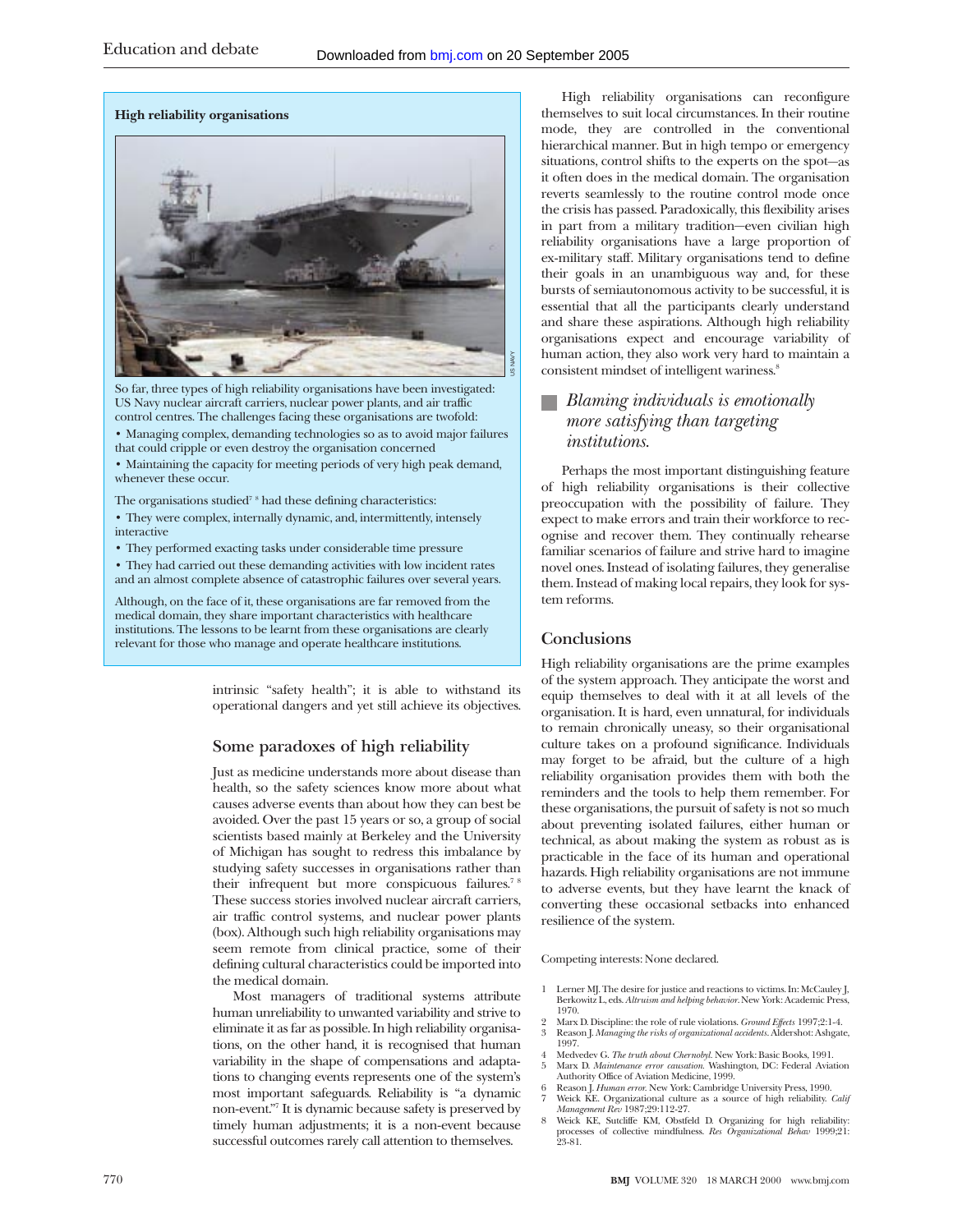### High reliability organisations

US NAVY

So far, three types of high reliability organisations have been investigated: US Navy nuclear aircraft carriers, nuclear power plants, and air traffic control centres. The challenges facing these organisations are twofold:

- Managing complex, demanding technologies so as to avoid major failures that could cripple or even destroy the organisation concerned
- Maintaining the capacity for meeting periods of very high peak demand, whenever these occur.

The organisations studied[7 8] had these defining characteristics:

- They were complex, internally dynamic, and, intermittently, intensely interactive
- They performed exacting tasks under considerable time pressure
- They had carried out these demanding activities with low incident rates and an almost complete absence of catastrophic failures over several years.

Although, on the face of it, these organisations are far removed from the medical domain, they share important characteristics with healthcare institutions. The lessons to be learnt from these organisations are clearly relevant for those who manage and operate healthcare institutions.

intrinsic "safety health"; it is able to withstand its operational dangers and yet still achieve its objectives.

## Some paradoxes of high reliability

Just as medicine understands more about disease than health, so the safety sciences know more about what causes adverse events than about how they can best be avoided. Over the past 15 years or so, a group of social scientists based mainly at Berkeley and the University of Michigan has sought to redress this imbalance by studying safety successes in organisations rather than their infrequent but more conspicuous failures.[7 8] These success stories involved nuclear aircraft carriers, air traffic control systems, and nuclear power plants (box). Although such high reliability organisations may seem remote from clinical practice, some of their defining cultural characteristics could be imported into the medical domain.

Most managers of traditional systems attribute human unreliability to unwanted variability and strive to eliminate it as far as possible. In high reliability organisations, on the other hand, it is recognised that human variability in the shape of compensations and adaptations to changing events represents one of the system's most important safeguards. Reliability is "a dynamic non-event."[7] It is dynamic because safety is preserved by timely human adjustments; it is a non-event because successful outcomes rarely call attention to themselves.

High reliability organisations can reconfigure themselves to suit local circumstances. In their routine mode, they are controlled in the conventional hierarchical manner. But in high tempo or emergency situations, control shifts to the experts on the spot—as it often does in the medical domain. The organisation reverts seamlessly to the routine control mode once the crisis has passed. Paradoxically, this flexibility arises in part from a military tradition—even civilian high reliability organisations have a large proportion of ex-military staff. Military organisations tend to define their goals in an unambiguous way and, for these bursts of semiautonomous activity to be successful, it is essential that all the participants clearly understand and share these aspirations. Although high reliability organisations expect and encourage variability of human action, they also work very hard to maintain a consistent mindset of intelligent wariness.[8]

> *Blaming individuals is emotionally more satisfying than targeting institutions.*

Perhaps the most important distinguishing feature of high reliability organisations is their collective preoccupation with the possibility of failure. They expect to make errors and train their workforce to recognise and recover them. They continually rehearse familiar scenarios of failure and strive hard to imagine novel ones. Instead of isolating failures, they generalise them. Instead of making local repairs, they look for system reforms.

## Conclusions

High reliability organisations are the prime examples of the system approach. They anticipate the worst and equip themselves to deal with it at all levels of the organisation. It is hard, even unnatural, for individuals to remain chronically uneasy, so their organisational culture takes on a profound significance. Individuals may forget to be afraid, but the culture of a high reliability organisation provides them with both the reminders and the tools to help them remember. For these organisations, the pursuit of safety is not so much about preventing isolated failures, either human or technical, as about making the system as robust as is practicable in the face of its human and operational hazards. High reliability organisations are not immune to adverse events, but they have learnt the knack of converting these occasional setbacks into enhanced resilience of the system.

Competing interests: None declared.

1. Lerner MJ. The desire for justice and reactions to victims. In: McCauley J, Berkowitz L, eds. *Altruism and helping behavior*. New York: Academic Press, 1970.
2. Marx D. Discipline: the role of rule violations. *Ground Effects* 1997;2:1-4.
3. Reason J. *Managing the risks of organizational accidents*. Aldershot: Ashgate, 1997.
4. Medvedev G. *The truth about Chernobyl*. New York: Basic Books, 1991.
5. Marx D. *Maintenance error causation*. Washington, DC: Federal Aviation Authority Office of Aviation Medicine, 1999.
6. Reason J. *Human error*. New York: Cambridge University Press, 1990.
7. Weick KE. Organizational culture as a source of high reliability. *Calif Management Rev* 1987;29:112-27.
8. Weick KE, Sutcliffe KM, Obstfeld D. Organizing for high reliability: processes of collective mindfulness. *Res Organizational Behav* 1999;21:23-81.